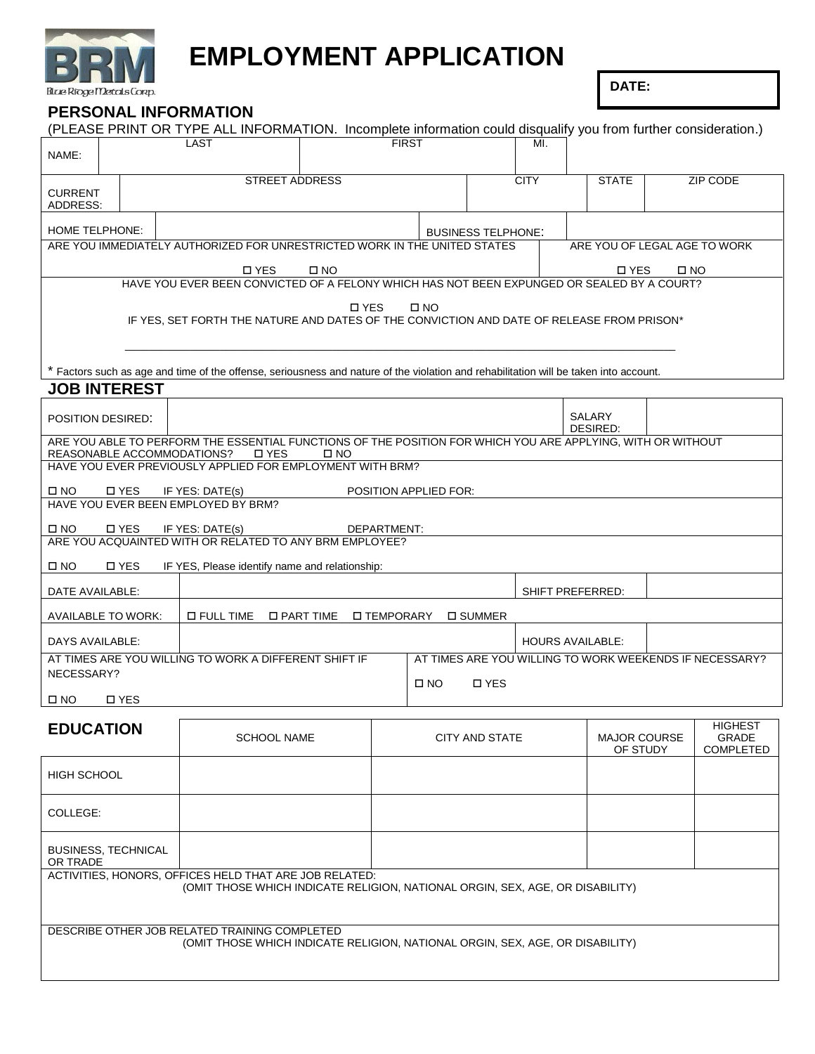# EMPLOYMENT APPLICATION

Blue Ridge Metals Corp.

**DATE:**

## PERSONAL INFORMATION

(PLEASE PRINT OR TYPE ALL INFORMATION. Incomplete information could disqualify you from further consideration.)

| NAME: | LAST | FIRST | MI. |
|---|---|---|---|
| | | | |

| CURRENT ADDRESS: | STREET ADDRESS | CITY | STATE | ZIP CODE |
|---|---|---|---|---|
| | | | | |

| HOME TELPHONE: | | BUSINESS TELPHONE: | |
|---|---|---|---|

ARE YOU IMMEDIATELY AUTHORIZED FOR UNRESTRICTED WORK IN THE UNITED STATES ☐ YES ☐ NO

ARE YOU OF LEGAL AGE TO WORK ☐ YES ☐ NO

HAVE YOU EVER BEEN CONVICTED OF A FELONY WHICH HAS NOT BEEN EXPUNGED OR SEALED BY A COURT?

☐ YES ☐ NO

IF YES, SET FORTH THE NATURE AND DATES OF THE CONVICTION AND DATE OF RELEASE FROM PRISON*

\_\_\_\_\_\_\_\_\_\_\_\_\_\_\_\_\_\_\_\_\_\_\_\_\_\_\_\_\_\_\_\_\_\_\_\_\_\_\_\_\_\_\_\_\_\_\_\_\_\_\_\_\_\_\_\_\_\_\_\_\_\_\_\_\_\_\_\_\_\_\_\_\_\_

* Factors such as age and time of the offense, seriousness and nature of the violation and rehabilitation will be taken into account.

## JOB INTEREST

| POSITION DESIRED: | | SALARY DESIRED: | |
|---|---|---|---|

ARE YOU ABLE TO PERFORM THE ESSENTIAL FUNCTIONS OF THE POSITION FOR WHICH YOU ARE APPLYING, WITH OR WITHOUT REASONABLE ACCOMMODATIONS? ☐ YES ☐ NO

HAVE YOU EVER PREVIOUSLY APPLIED FOR EMPLOYMENT WITH BRM?

☐ NO ☐ YES IF YES: DATE(s) POSITION APPLIED FOR:

HAVE YOU EVER BEEN EMPLOYED BY BRM?

☐ NO ☐ YES IF YES: DATE(s) DEPARTMENT:

ARE YOU ACQUAINTED WITH OR RELATED TO ANY BRM EMPLOYEE?

☐ NO ☐ YES IF YES, Please identify name and relationship:

| DATE AVAILABLE: | | SHIFT PREFERRED: | |
|---|---|---|---|
| AVAILABLE TO WORK: | ☐ FULL TIME ☐ PART TIME ☐ TEMPORARY ☐ SUMMER | | |
| DAYS AVAILABLE: | | HOURS AVAILABLE: | |

AT TIMES ARE YOU WILLING TO WORK A DIFFERENT SHIFT IF NECESSARY?

☐ NO ☐ YES

AT TIMES ARE YOU WILLING TO WORK WEEKENDS IF NECESSARY?

☐ NO ☐ YES

## EDUCATION

| | SCHOOL NAME | CITY AND STATE | MAJOR COURSE OF STUDY | HIGHEST GRADE COMPLETED |
|---|---|---|---|---|
| HIGH SCHOOL | | | | |
| COLLEGE: | | | | |
| BUSINESS, TECHNICAL OR TRADE | | | | |

ACTIVITIES, HONORS, OFFICES HELD THAT ARE JOB RELATED:
(OMIT THOSE WHICH INDICATE RELIGION, NATIONAL ORGIN, SEX, AGE, OR DISABILITY)

DESCRIBE OTHER JOB RELATED TRAINING COMPLETED
(OMIT THOSE WHICH INDICATE RELIGION, NATIONAL ORGIN, SEX, AGE, OR DISABILITY)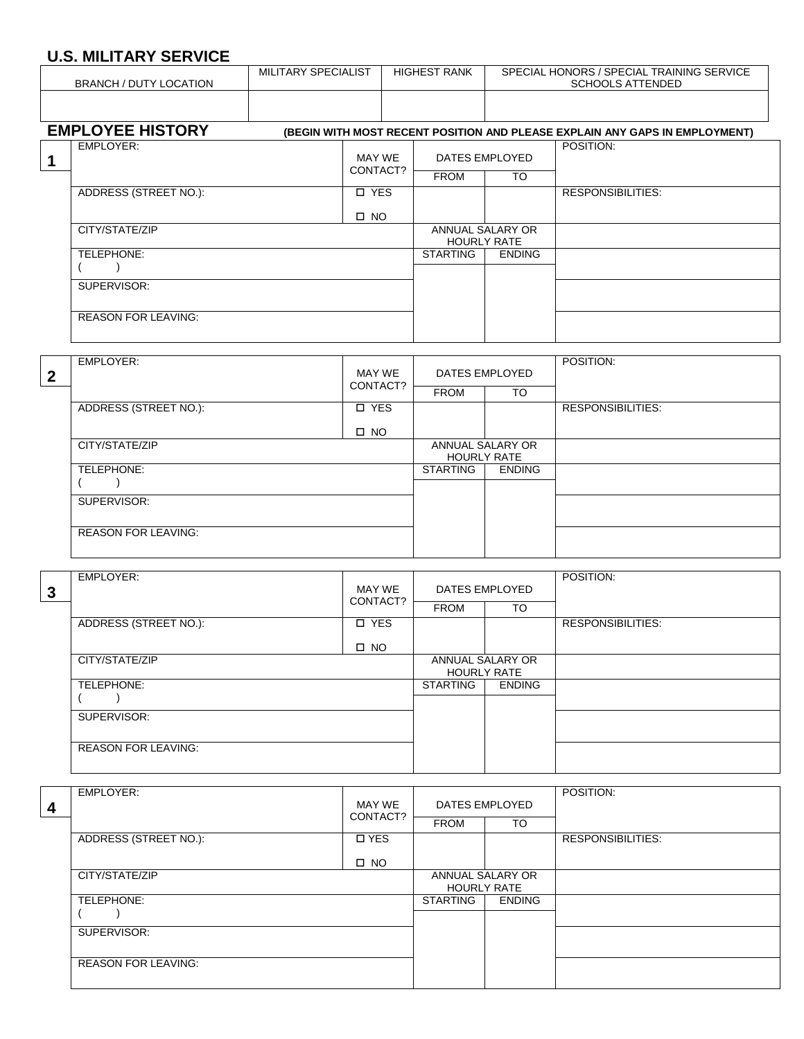## U.S. MILITARY SERVICE

| BRANCH / DUTY LOCATION | MILITARY SPECIALIST | HIGHEST RANK | SPECIAL HONORS / SPECIAL TRAINING SERVICE SCHOOLS ATTENDED |
|---|---|---|---|
| | | | |

## EMPLOYEE HISTORY

**(BEGIN WITH MOST RECENT POSITION AND PLEASE EXPLAIN ANY GAPS IN EMPLOYMENT)**

**1**

| EMPLOYER: | MAY WE CONTACT? | DATES EMPLOYED | | POSITION: |
|---|---|---|---|---|
| | | FROM | TO | |
| ADDRESS (STREET NO.): | ☐ YES<br>☐ NO | | | RESPONSIBILITIES: |
| CITY/STATE/ZIP | | ANNUAL SALARY OR HOURLY RATE | | |
| TELEPHONE:<br>( ) | | STARTING | ENDING | |
| SUPERVISOR: | | | | |
| REASON FOR LEAVING: | | | | |

**2**

| EMPLOYER: | MAY WE CONTACT? | DATES EMPLOYED | | POSITION: |
|---|---|---|---|---|
| | | FROM | TO | |
| ADDRESS (STREET NO.): | ☐ YES<br>☐ NO | | | RESPONSIBILITIES: |
| CITY/STATE/ZIP | | ANNUAL SALARY OR HOURLY RATE | | |
| TELEPHONE:<br>( ) | | STARTING | ENDING | |
| SUPERVISOR: | | | | |
| REASON FOR LEAVING: | | | | |

**3**

| EMPLOYER: | MAY WE CONTACT? | DATES EMPLOYED | | POSITION: |
|---|---|---|---|---|
| | | FROM | TO | |
| ADDRESS (STREET NO.): | ☐ YES<br>☐ NO | | | RESPONSIBILITIES: |
| CITY/STATE/ZIP | | ANNUAL SALARY OR HOURLY RATE | | |
| TELEPHONE:<br>( ) | | STARTING | ENDING | |
| SUPERVISOR: | | | | |
| REASON FOR LEAVING: | | | | |

**4**

| EMPLOYER: | MAY WE CONTACT? | DATES EMPLOYED | | POSITION: |
|---|---|---|---|---|
| | | FROM | TO | |
| ADDRESS (STREET NO.): | ☐ YES<br>☐ NO | | | RESPONSIBILITIES: |
| CITY/STATE/ZIP | | ANNUAL SALARY OR HOURLY RATE | | |
| TELEPHONE:<br>( ) | | STARTING | ENDING | |
| SUPERVISOR: | | | | |
| REASON FOR LEAVING: | | | | |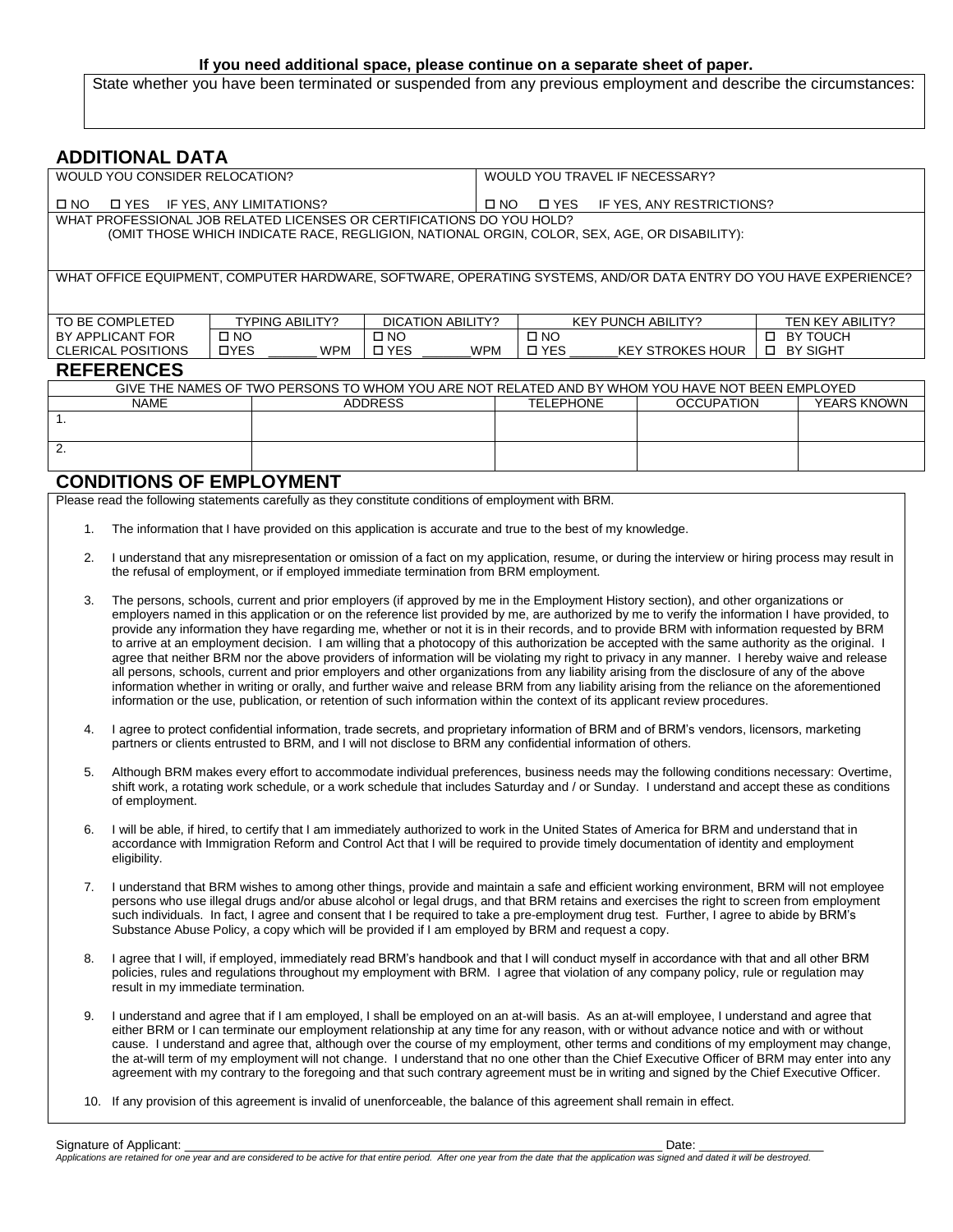**If you need additional space, please continue on a separate sheet of paper.**

State whether you have been terminated or suspended from any previous employment and describe the circumstances:

## ADDITIONAL DATA

| WOULD YOU CONSIDER RELOCATION? | WOULD YOU TRAVEL IF NECESSARY? |
|---|---|
| ☐ NO ☐ YES IF YES, ANY LIMITATIONS? | ☐ NO ☐ YES IF YES, ANY RESTRICTIONS? |

WHAT PROFESSIONAL JOB RELATED LICENSES OR CERTIFICATIONS DO YOU HOLD?
(OMIT THOSE WHICH INDICATE RACE, REGLIGION, NATIONAL ORGIN, COLOR, SEX, AGE, OR DISABILITY):

WHAT OFFICE EQUIPMENT, COMPUTER HARDWARE, SOFTWARE, OPERATING SYSTEMS, AND/OR DATA ENTRY DO YOU HAVE EXPERIENCE?

| TO BE COMPLETED BY APPLICANT FOR CLERICAL POSITIONS | TYPING ABILITY? | DICATION ABILITY? | KEY PUNCH ABILITY? | TEN KEY ABILITY? |
|---|---|---|---|---|
| | ☐ NO<br>☐YES _______ WPM | ☐ NO<br>☐ YES _______WPM | ☐ NO<br>☐ YES _______KEY STROKES HOUR | ☐ BY TOUCH<br>☐ BY SIGHT |

## REFERENCES

GIVE THE NAMES OF TWO PERSONS TO WHOM YOU ARE NOT RELATED AND BY WHOM YOU HAVE NOT BEEN EMPLOYED

| NAME | ADDRESS | TELEPHONE | OCCUPATION | YEARS KNOWN |
|---|---|---|---|---|
| 1. | | | | |
| 2. | | | | |

## CONDITIONS OF EMPLOYMENT

Please read the following statements carefully as they constitute conditions of employment with BRM.

1. The information that I have provided on this application is accurate and true to the best of my knowledge.

2. I understand that any misrepresentation or omission of a fact on my application, resume, or during the interview or hiring process may result in the refusal of employment, or if employed immediate termination from BRM employment.

3. The persons, schools, current and prior employers (if approved by me in the Employment History section), and other organizations or employers named in this application or on the reference list provided by me, are authorized by me to verify the information I have provided, to provide any information they have regarding me, whether or not it is in their records, and to provide BRM with information requested by BRM to arrive at an employment decision. I am willing that a photocopy of this authorization be accepted with the same authority as the original. I agree that neither BRM nor the above providers of information will be violating my right to privacy in any manner. I hereby waive and release all persons, schools, current and prior employers and other organizations from any liability arising from the disclosure of any of the above information whether in writing or orally, and further waive and release BRM from any liability arising from the reliance on the aforementioned information or the use, publication, or retention of such information within the context of its applicant review procedures.

4. I agree to protect confidential information, trade secrets, and proprietary information of BRM and of BRM's vendors, licensors, marketing partners or clients entrusted to BRM, and I will not disclose to BRM any confidential information of others.

5. Although BRM makes every effort to accommodate individual preferences, business needs may the following conditions necessary: Overtime, shift work, a rotating work schedule, or a work schedule that includes Saturday and / or Sunday. I understand and accept these as conditions of employment.

6. I will be able, if hired, to certify that I am immediately authorized to work in the United States of America for BRM and understand that in accordance with Immigration Reform and Control Act that I will be required to provide timely documentation of identity and employment eligibility.

7. I understand that BRM wishes to among other things, provide and maintain a safe and efficient working environment, BRM will not employee persons who use illegal drugs and/or abuse alcohol or legal drugs, and that BRM retains and exercises the right to screen from employment such individuals. In fact, I agree and consent that I be required to take a pre-employment drug test. Further, I agree to abide by BRM's Substance Abuse Policy, a copy which will be provided if I am employed by BRM and request a copy.

8. I agree that I will, if employed, immediately read BRM's handbook and that I will conduct myself in accordance with that and all other BRM policies, rules and regulations throughout my employment with BRM. I agree that violation of any company policy, rule or regulation may result in my immediate termination.

9. I understand and agree that if I am employed, I shall be employed on an at-will basis. As an at-will employee, I understand and agree that either BRM or I can terminate our employment relationship at any time for any reason, with or without advance notice and with or without cause. I understand and agree that, although over the course of my employment, other terms and conditions of my employment may change, the at-will term of my employment will not change. I understand that no one other than the Chief Executive Officer of BRM may enter into any agreement with my contrary to the foregoing and that such contrary agreement must be in writing and signed by the Chief Executive Officer.

10. If any provision of this agreement is invalid of unenforceable, the balance of this agreement shall remain in effect.

Signature of Applicant: ______________________________________________________________________ Date: __________________

*Applications are retained for one year and are considered to be active for that entire period. After one year from the date that the application was signed and dated it will be destroyed.*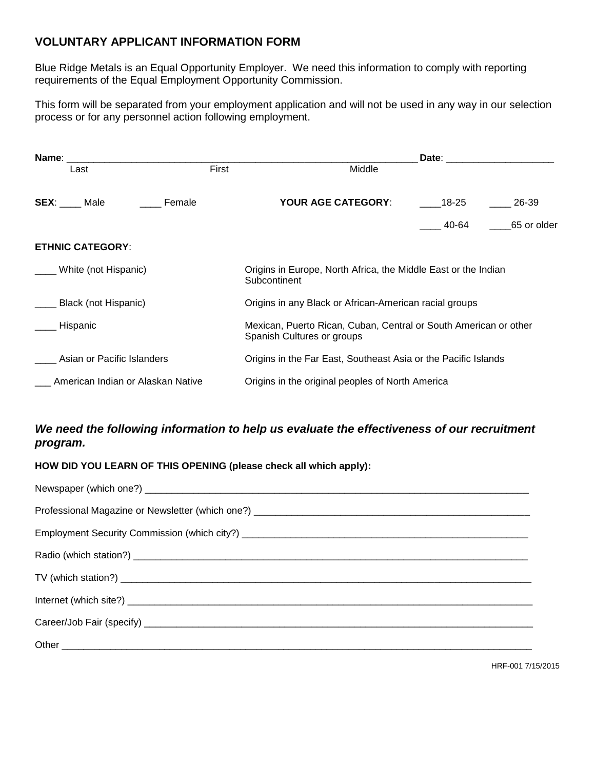## VOLUNTARY APPLICANT INFORMATION FORM

Blue Ridge Metals is an Equal Opportunity Employer. We need this information to comply with reporting requirements of the Equal Employment Opportunity Commission.

This form will be separated from your employment application and will not be used in any way in our selection process or for any personnel action following employment.

**Name**: ________________________________________________________________ **Date**: ____________________

Last First Middle

**SEX**: ____ Male ____ Female

**YOUR AGE CATEGORY**: ____18-25 ____ 26-39 ____ 40-64 ____65 or older

**ETHNIC CATEGORY**:

| | |
|---|---|
| ____ White (not Hispanic) | Origins in Europe, North Africa, the Middle East or the Indian Subcontinent |
| ____ Black (not Hispanic) | Origins in any Black or African-American racial groups |
| ____ Hispanic | Mexican, Puerto Rican, Cuban, Central or South American or other Spanish Cultures or groups |
| ____ Asian or Pacific Islanders | Origins in the Far East, Southeast Asia or the Pacific Islands |
| ___ American Indian or Alaskan Native | Origins in the original peoples of North America |

***We need the following information to help us evaluate the effectiveness of our recruitment program.***

**HOW DID YOU LEARN OF THIS OPENING (please check all which apply):**

Newspaper (which one?) ____________________________________________________________________________

Professional Magazine or Newsletter (which one?) _____________________________________________________

Employment Security Commission (which city?) _______________________________________________________

Radio (which station?) _____________________________________________________________________________

TV (which station?) _______________________________________________________________________________

Internet (which site?) ______________________________________________________________________________

Career/Job Fair (specify) ___________________________________________________________________________

Other ___________________________________________________________________________________________

HRF-001 7/15/2015